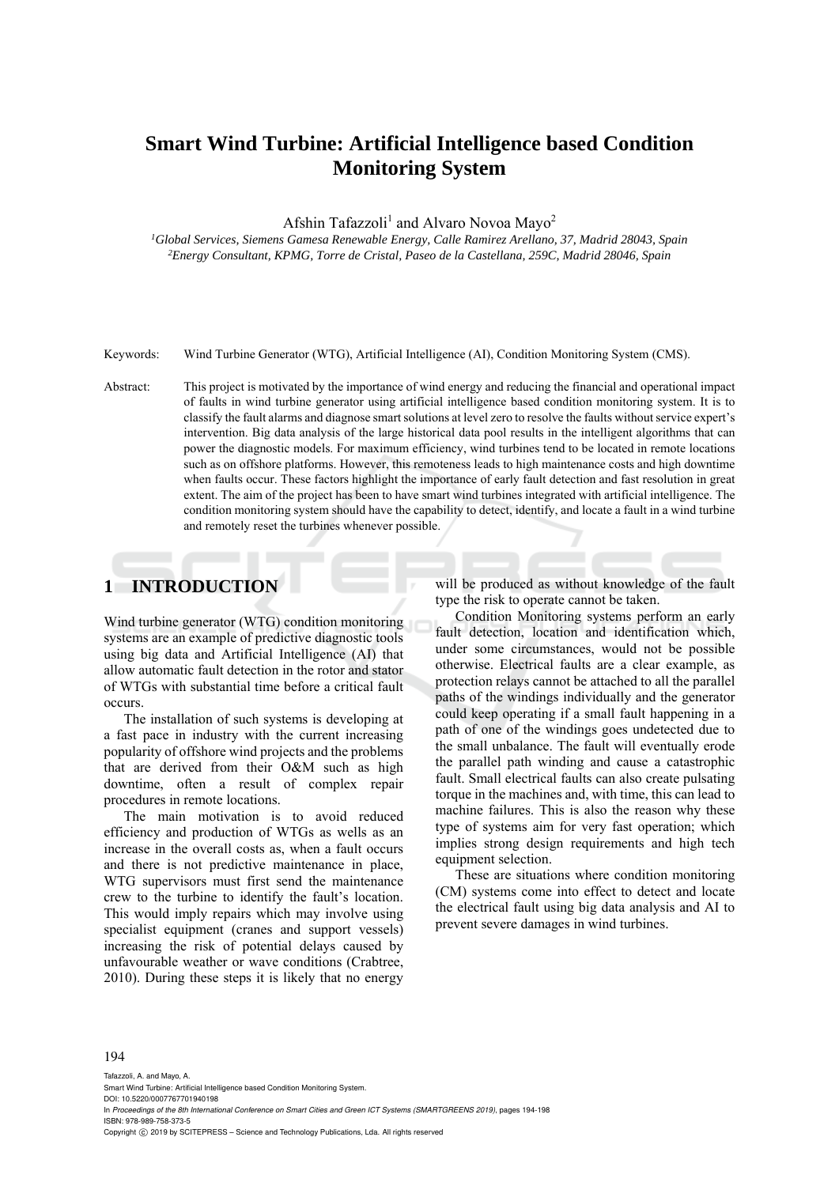# Smart Wind Turbine: Artificial Intelligence based Condition Monitoring System

Afshin Tafazzoli[1] and Alvaro Novoa Mayo[2]

[1]*Global Services, Siemens Gamesa Renewable Energy, Calle Ramirez Arellano, 37, Madrid 28043, Spain*
[2]*Energy Consultant, KPMG, Torre de Cristal, Paseo de la Castellana, 259C, Madrid 28046, Spain*

Keywords: Wind Turbine Generator (WTG), Artificial Intelligence (AI), Condition Monitoring System (CMS).

Abstract: This project is motivated by the importance of wind energy and reducing the financial and operational impact of faults in wind turbine generator using artificial intelligence based condition monitoring system. It is to classify the fault alarms and diagnose smart solutions at level zero to resolve the faults without service expert's intervention. Big data analysis of the large historical data pool results in the intelligent algorithms that can power the diagnostic models. For maximum efficiency, wind turbines tend to be located in remote locations such as on offshore platforms. However, this remoteness leads to high maintenance costs and high downtime when faults occur. These factors highlight the importance of early fault detection and fast resolution in great extent. The aim of the project has been to have smart wind turbines integrated with artificial intelligence. The condition monitoring system should have the capability to detect, identify, and locate a fault in a wind turbine and remotely reset the turbines whenever possible.

## 1 INTRODUCTION

Wind turbine generator (WTG) condition monitoring systems are an example of predictive diagnostic tools using big data and Artificial Intelligence (AI) that allow automatic fault detection in the rotor and stator of WTGs with substantial time before a critical fault occurs.

The installation of such systems is developing at a fast pace in industry with the current increasing popularity of offshore wind projects and the problems that are derived from their O&M such as high downtime, often a result of complex repair procedures in remote locations.

The main motivation is to avoid reduced efficiency and production of WTGs as wells as an increase in the overall costs as, when a fault occurs and there is not predictive maintenance in place, WTG supervisors must first send the maintenance crew to the turbine to identify the fault's location. This would imply repairs which may involve using specialist equipment (cranes and support vessels) increasing the risk of potential delays caused by unfavourable weather or wave conditions (Crabtree, 2010). During these steps it is likely that no energy will be produced as without knowledge of the fault type the risk to operate cannot be taken.

Condition Monitoring systems perform an early fault detection, location and identification which, under some circumstances, would not be possible otherwise. Electrical faults are a clear example, as protection relays cannot be attached to all the parallel paths of the windings individually and the generator could keep operating if a small fault happening in a path of one of the windings goes undetected due to the small unbalance. The fault will eventually erode the parallel path winding and cause a catastrophic fault. Small electrical faults can also create pulsating torque in the machines and, with time, this can lead to machine failures. This is also the reason why these type of systems aim for very fast operation; which implies strong design requirements and high tech equipment selection.

These are situations where condition monitoring (CM) systems come into effect to detect and locate the electrical fault using big data analysis and AI to prevent severe damages in wind turbines.

Tafazzoli, A. and Mayo, A.
Smart Wind Turbine: Artificial Intelligence based Condition Monitoring System.
DOI: 10.5220/0007767701940198
In *Proceedings of the 8th International Conference on Smart Cities and Green ICT Systems (SMARTGREENS 2019)*, pages 194-198
ISBN: 978-989-758-373-5
Copyright © 2019 by SCITEPRESS – Science and Technology Publications, Lda. All rights reserved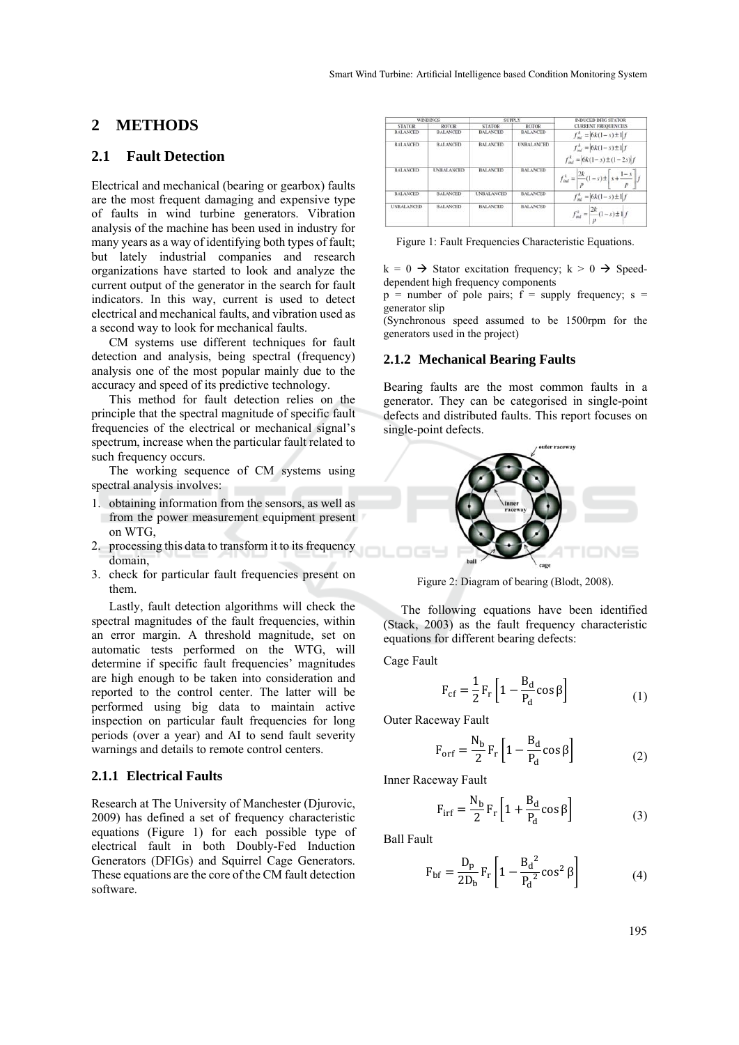## 2 METHODS

### 2.1 Fault Detection

Electrical and mechanical (bearing or gearbox) faults are the most frequent damaging and expensive type of faults in wind turbine generators. Vibration analysis of the machine has been used in industry for many years as a way of identifying both types of fault; but lately industrial companies and research organizations have started to look and analyze the current output of the generator in the search for fault indicators. In this way, current is used to detect electrical and mechanical faults, and vibration used as a second way to look for mechanical faults.

CM systems use different techniques for fault detection and analysis, being spectral (frequency) analysis one of the most popular mainly due to the accuracy and speed of its predictive technology.

This method for fault detection relies on the principle that the spectral magnitude of specific fault frequencies of the electrical or mechanical signal's spectrum, increase when the particular fault related to such frequency occurs.

The working sequence of CM systems using spectral analysis involves:

1. obtaining information from the sensors, as well as from the power measurement equipment present on WTG,
2. processing this data to transform it to its frequency domain,
3. check for particular fault frequencies present on them.

Lastly, fault detection algorithms will check the spectral magnitudes of the fault frequencies, within an error margin. A threshold magnitude, set on automatic tests performed on the WTG, will determine if specific fault frequencies' magnitudes are high enough to be taken into consideration and reported to the control center. The latter will be performed using big data to maintain active inspection on particular fault frequencies for long periods (over a year) and AI to send fault severity warnings and details to remote control centers.

#### 2.1.1 Electrical Faults

Research at The University of Manchester (Djurovic, 2009) has defined a set of frequency characteristic equations (Figure 1) for each possible type of electrical fault in both Doubly-Fed Induction Generators (DFIGs) and Squirrel Cage Generators. These equations are the core of the CM fault detection software.

| WINDINGS | | SUPPLY | | INDUCED DFIG STATOR CURRENT FREQUENCIES |
|---|---|---|---|---|
| STATOR | ROTOR | STATOR | ROTOR | |
| BALANCED | BALANCED | BALANCED | BALANCED | $f_{ind}^{k} = \left\|6k(1-s) \pm 1\right\| f$ |
| BALANCED | BALANCED | BALANCED | UNBALANCED | $f_{ind}^{k} = \left\|6k(1-s) \pm 1\right\| f$ <br> $f_{ind}^{k} = \left\|6k(1-s) \pm (1-2s)\right\| f$ |
| BALANCED | UNBALANCED | BALANCED | BALANCED | $f_{ind}^{k} = \left\|\frac{2k}{p}(1-s) \pm \left[s + \frac{1-s}{p}\right]\right\| f$ |
| BALANCED | BALANCED | UNBALANCED | BALANCED | $f_{ind}^{k} = \left\|6k(1-s) \pm 1\right\| f$ |
| UNBALANCED | BALANCED | BALANCED | BALANCED | $f_{ind}^{k} = \left\|\frac{2k}{p}(1-s) \pm 1\right\| f$ |

Figure 1: Fault Frequencies Characteristic Equations.

k = 0 → Stator excitation frequency; k > 0 → Speed-dependent high frequency components
p = number of pole pairs; f = supply frequency; s = generator slip
(Synchronous speed assumed to be 1500rpm for the generators used in the project)

#### 2.1.2 Mechanical Bearing Faults

Bearing faults are the most common faults in a generator. They can be categorised in single-point defects and distributed faults. This report focuses on single-point defects.

Figure 2: Diagram of bearing (Blodt, 2008).

The following equations have been identified (Stack, 2003) as the fault frequency characteristic equations for different bearing defects:

Cage Fault

$$F_{cf} = \frac{1}{2} F_r \left[1 - \frac{B_d}{P_d} \cos\beta\right] \tag{1}$$

Outer Raceway Fault

$$F_{orf} = \frac{N_b}{2} F_r \left[1 - \frac{B_d}{P_d} \cos\beta\right] \tag{2}$$

Inner Raceway Fault

$$F_{irf} = \frac{N_b}{2} F_r \left[1 + \frac{B_d}{P_d} \cos\beta\right] \tag{3}$$

Ball Fault

$$F_{bf} = \frac{D_p}{2D_b} F_r \left[1 - \frac{{B_d}^2}{{P_d}^2} \cos^2\beta\right] \tag{4}$$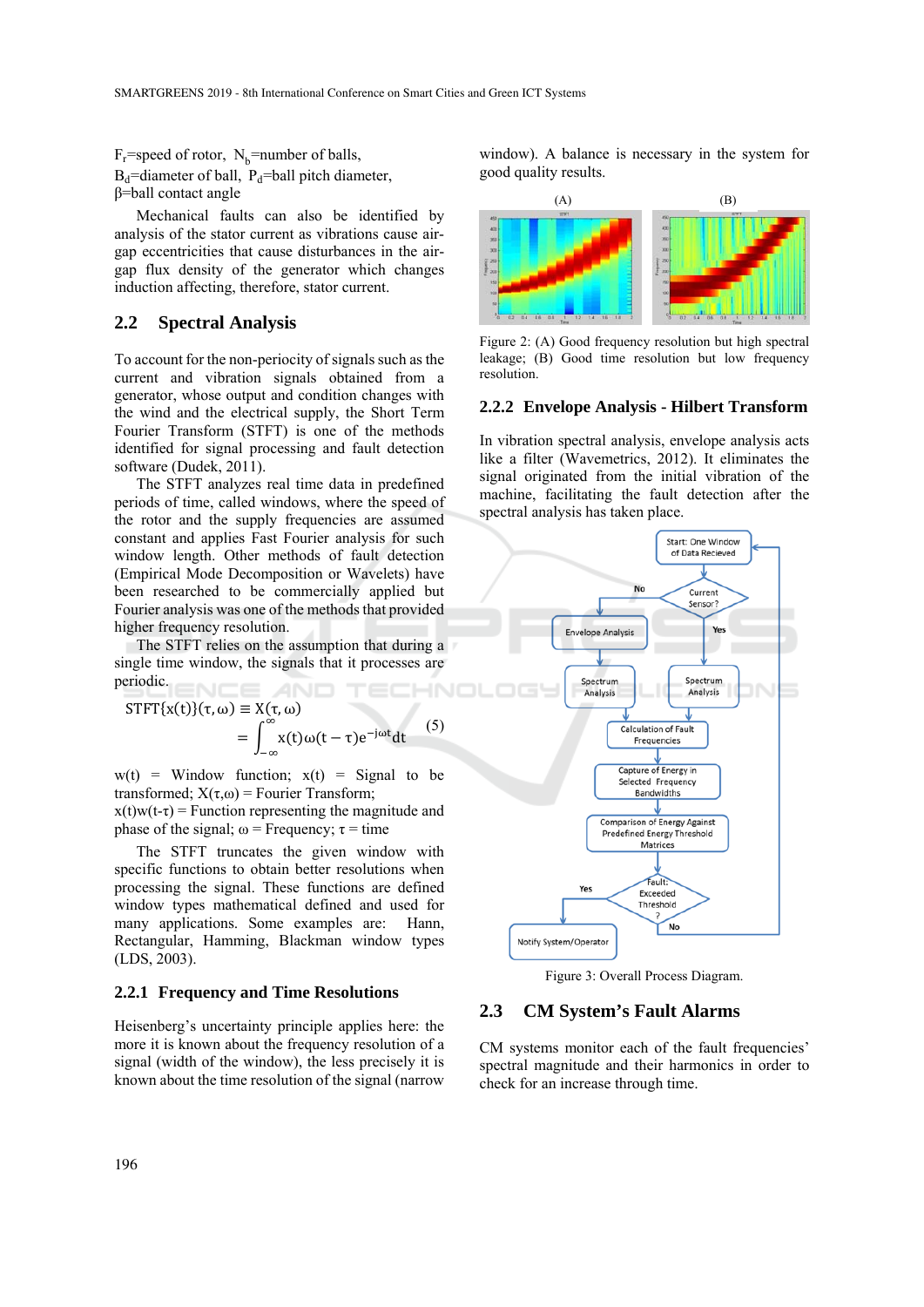$F_r$=speed of rotor, $N_b$=number of balls, $B_d$=diameter of ball, $P_d$=ball pitch diameter, β=ball contact angle

Mechanical faults can also be identified by analysis of the stator current as vibrations cause air-gap eccentricities that cause disturbances in the air-gap flux density of the generator which changes induction affecting, therefore, stator current.

## 2.2 Spectral Analysis

To account for the non-periocity of signals such as the current and vibration signals obtained from a generator, whose output and condition changes with the wind and the electrical supply, the Short Term Fourier Transform (STFT) is one of the methods identified for signal processing and fault detection software (Dudek, 2011).

The STFT analyzes real time data in predefined periods of time, called windows, where the speed of the rotor and the supply frequencies are assumed constant and applies Fast Fourier analysis for such window length. Other methods of fault detection (Empirical Mode Decomposition or Wavelets) have been researched to be commercially applied but Fourier analysis was one of the methods that provided higher frequency resolution.

The STFT relies on the assumption that during a single time window, the signals that it processes are periodic.

$$\mathrm{STFT}\{x(t)\}(\tau,\omega) \equiv X(\tau,\omega) = \int_{-\infty}^{\infty} x(t)\omega(t-\tau)e^{-j\omega t}dt \quad (5)$$

w(t) = Window function; x(t) = Signal to be transformed; X(τ,ω) = Fourier Transform; x(t)w(t-τ) = Function representing the magnitude and phase of the signal; ω = Frequency; τ = time

The STFT truncates the given window with specific functions to obtain better resolutions when processing the signal. These functions are defined window types mathematical defined and used for many applications. Some examples are: Hann, Rectangular, Hamming, Blackman window types (LDS, 2003).

### 2.2.1 Frequency and Time Resolutions

Heisenberg's uncertainty principle applies here: the more it is known about the frequency resolution of a signal (width of the window), the less precisely it is known about the time resolution of the signal (narrow window). A balance is necessary in the system for good quality results.

Figure 2: (A) Good frequency resolution but high spectral leakage; (B) Good time resolution but low frequency resolution.

### 2.2.2 Envelope Analysis - Hilbert Transform

In vibration spectral analysis, envelope analysis acts like a filter (Wavemetrics, 2012). It eliminates the signal originated from the initial vibration of the machine, facilitating the fault detection after the spectral analysis has taken place.

Figure 3: Overall Process Diagram.

## 2.3 CM System's Fault Alarms

CM systems monitor each of the fault frequencies' spectral magnitude and their harmonics in order to check for an increase through time.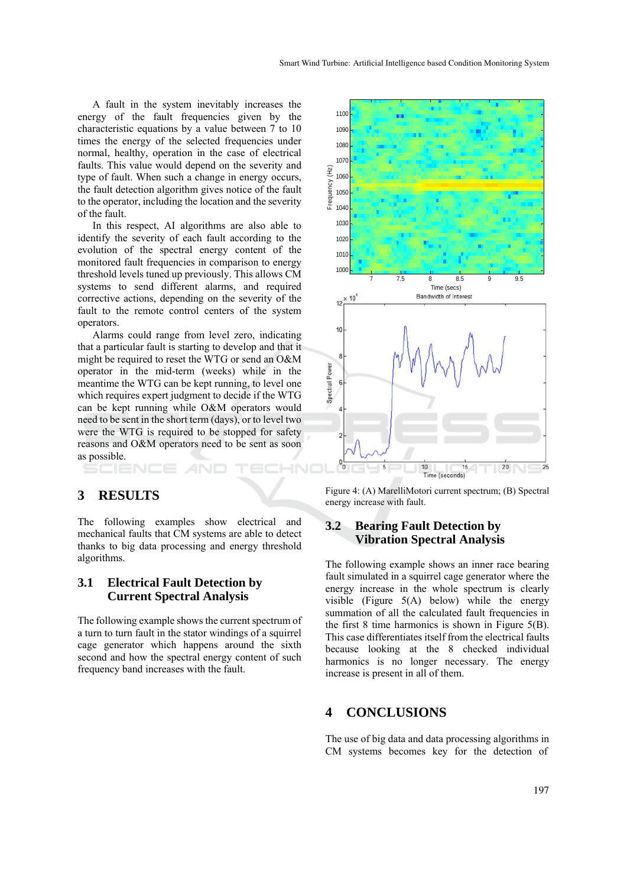A fault in the system inevitably increases the energy of the fault frequencies given by the characteristic equations by a value between 7 to 10 times the energy of the selected frequencies under normal, healthy, operation in the case of electrical faults. This value would depend on the severity and type of fault. When such a change in energy occurs, the fault detection algorithm gives notice of the fault to the operator, including the location and the severity of the fault.

In this respect, AI algorithms are also able to identify the severity of each fault according to the evolution of the spectral energy content of the monitored fault frequencies in comparison to energy threshold levels tuned up previously. This allows CM systems to send different alarms, and required corrective actions, depending on the severity of the fault to the remote control centers of the system operators.

Alarms could range from level zero, indicating that a particular fault is starting to develop and that it might be required to reset the WTG or send an O&M operator in the mid-term (weeks) while in the meantime the WTG can be kept running, to level one which requires expert judgment to decide if the WTG can be kept running while O&M operators would need to be sent in the short term (days), or to level two were the WTG is required to be stopped for safety reasons and O&M operators need to be sent as soon as possible.

## 3 RESULTS

The following examples show electrical and mechanical faults that CM systems are able to detect thanks to big data processing and energy threshold algorithms.

### 3.1 Electrical Fault Detection by Current Spectral Analysis

The following example shows the current spectrum of a turn to turn fault in the stator windings of a squirrel cage generator which happens around the sixth second and how the spectral energy content of such frequency band increases with the fault.

Figure 4: (A) MarelliMotori current spectrum; (B) Spectral energy increase with fault.

### 3.2 Bearing Fault Detection by Vibration Spectral Analysis

The following example shows an inner race bearing fault simulated in a squirrel cage generator where the energy increase in the whole spectrum is clearly visible (Figure 5(A) below) while the energy summation of all the calculated fault frequencies in the first 8 time harmonics is shown in Figure 5(B). This case differentiates itself from the electrical faults because looking at the 8 checked individual harmonics is no longer necessary. The energy increase is present in all of them.

## 4 CONCLUSIONS

The use of big data and data processing algorithms in CM systems becomes key for the detection of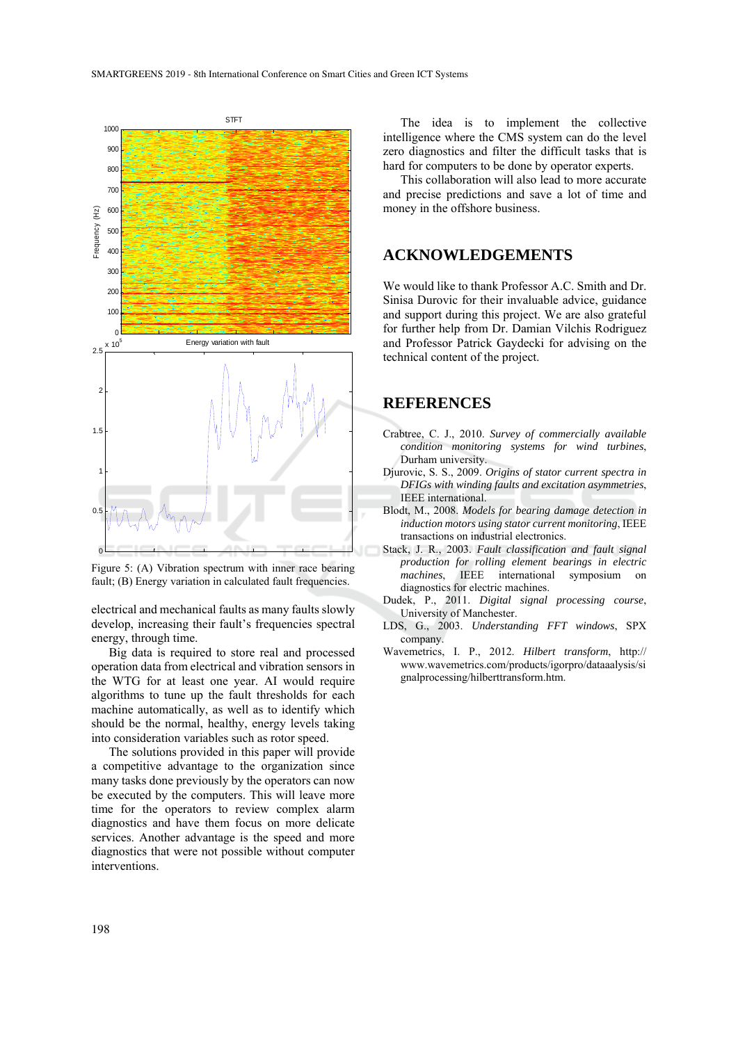STFT

Frequency (Hz)

1000
900
800
700
600
500
400
300
200
100
0

x 10^5

Energy variation with fault

2.5
2
1.5
1
0.5
0

Figure 5: (A) Vibration spectrum with inner race bearing fault; (B) Energy variation in calculated fault frequencies.

electrical and mechanical faults as many faults slowly develop, increasing their fault's frequencies spectral energy, through time.

Big data is required to store real and processed operation data from electrical and vibration sensors in the WTG for at least one year. AI would require algorithms to tune up the fault thresholds for each machine automatically, as well as to identify which should be the normal, healthy, energy levels taking into consideration variables such as rotor speed.

The solutions provided in this paper will provide a competitive advantage to the organization since many tasks done previously by the operators can now be executed by the computers. This will leave more time for the operators to review complex alarm diagnostics and have them focus on more delicate services. Another advantage is the speed and more diagnostics that were not possible without computer interventions.

The idea is to implement the collective intelligence where the CMS system can do the level zero diagnostics and filter the difficult tasks that is hard for computers to be done by operator experts.

This collaboration will also lead to more accurate and precise predictions and save a lot of time and money in the offshore business.

## ACKNOWLEDGEMENTS

We would like to thank Professor A.C. Smith and Dr. Sinisa Durovic for their invaluable advice, guidance and support during this project. We are also grateful for further help from Dr. Damian Vilchis Rodriguez and Professor Patrick Gaydecki for advising on the technical content of the project.

## REFERENCES

Crabtree, C. J., 2010. *Survey of commercially available condition monitoring systems for wind turbines*, Durham university.

Djurovic, S. S., 2009. *Origins of stator current spectra in DFIGs with winding faults and excitation asymmetries*, IEEE international.

Blodt, M., 2008. *Models for bearing damage detection in induction motors using stator current monitoring*, IEEE transactions on industrial electronics.

Stack, J. R., 2003. *Fault classification and fault signal production for rolling element bearings in electric machines*, IEEE international symposium on diagnostics for electric machines.

Dudek, P., 2011. *Digital signal processing course*, University of Manchester.

LDS, G., 2003. *Understanding FFT windows*, SPX company.

Wavemetrics, I. P., 2012. *Hilbert transform*, http://www.wavemetrics.com/products/igorpro/dataaalysis/signalprocessing/hilberttransform.htm.